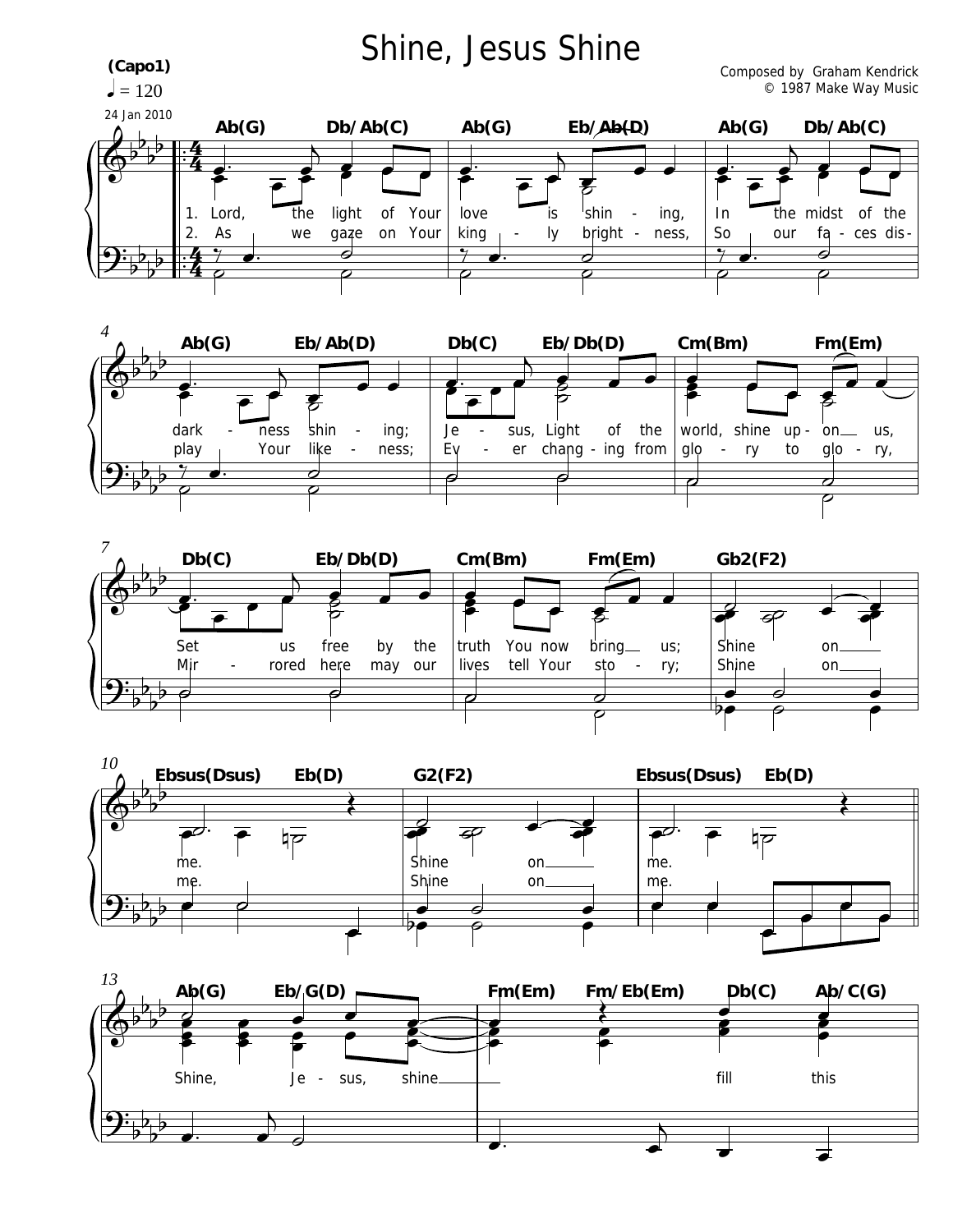# Shine, Jesus Shine

**(Capo1)**

♩ = 120

24 Jan 2010

Composed by Graham Kendrick
© 1987 Make Way Music

Ab(G) Db/Ab(C) Ab(G) Eb/Ab(D) Ab(G) Db/Ab(C)

1. Lord, the light of Your love is shin - ing, In the midst of the
2. As we gaze on Your king - ly bright - ness, So our fa - ces dis-

Ab(G) Eb/Ab(D) Db(C) Eb/Db(D) Cm(Bm) Fm(Em)

dark - ness shin - ing; Je - sus, Light of the world, shine up - on us,
play Your like - ness; Ev - er chang - ing from glo - ry to glo - ry,

Db(C) Eb/Db(D) Cm(Bm) Fm(Em) Gb2(F2)

Set us free by the truth You now bring us; Shine on
Mir - rored here may our lives tell Your sto - ry; Shine on

Ebsus(Dsus) Eb(D) G2(F2) Ebsus(Dsus) Eb(D)

me. Shine on me.
me. Shine on me.

Ab(G) Eb/G(D) Fm(Em) Fm/Eb(Em) Db(C) Ab/C(G)

Shine, Je - sus, shine fill this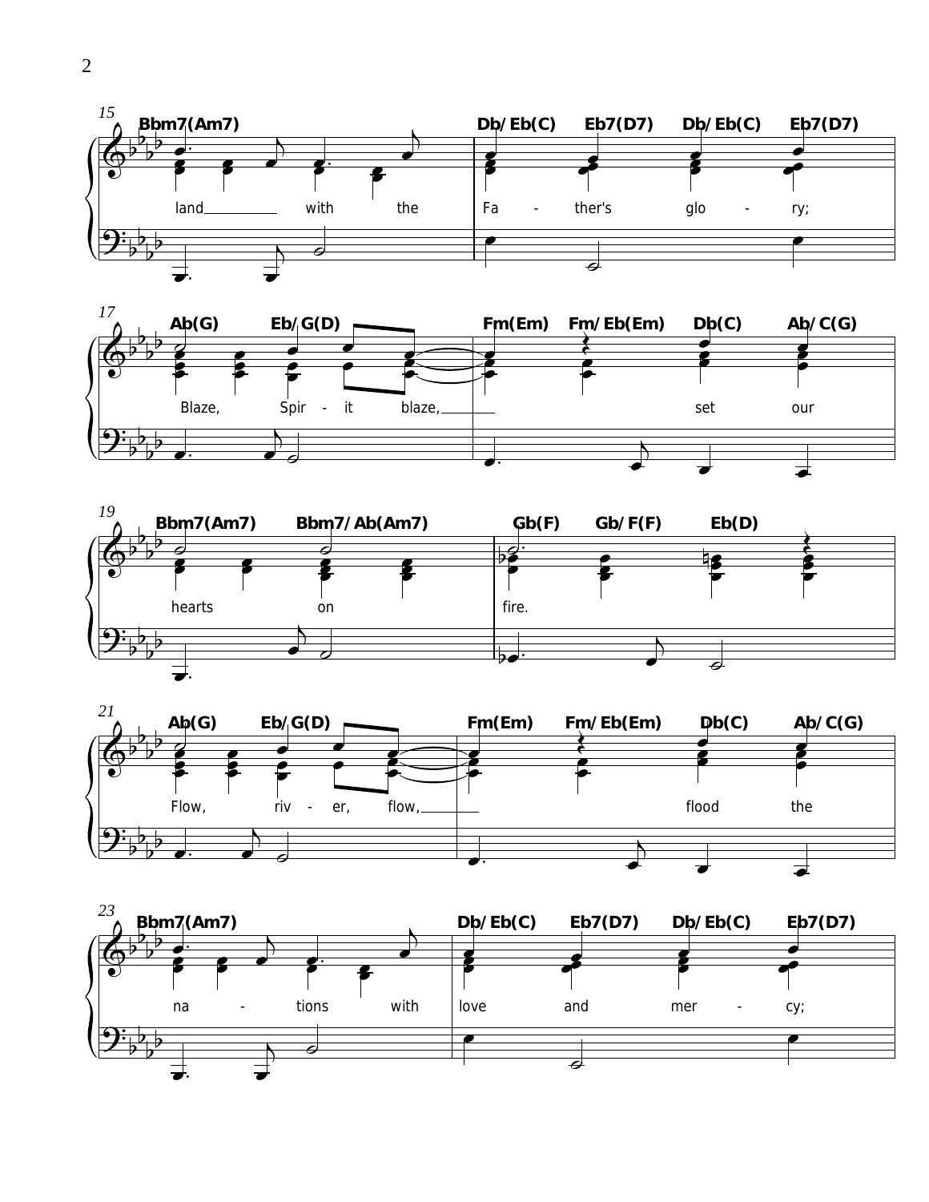15
Bbm7(Am7) Db/Eb(C) Eb7(D7) Db/Eb(C) Eb7(D7)

land___ with the Fa - ther's glo - ry;

17
Ab(G) Eb/G(D) Fm(Em) Fm/Eb(Em) Db(C) Ab/C(G)

Blaze, Spir - it blaze,___ set our

19
Bbm7(Am7) Bbm7/Ab(Am7) Gb(F) Gb/F(F) Eb(D)

hearts on fire.

21
Ab(G) Eb/G(D) Fm(Em) Fm/Eb(Em) Db(C) Ab/C(G)

Flow, riv - er, flow,___ flood the

23
Bbm7(Am7) Db/Eb(C) Eb7(D7) Db/Eb(C) Eb7(D7)

na - tions with love and mer - cy;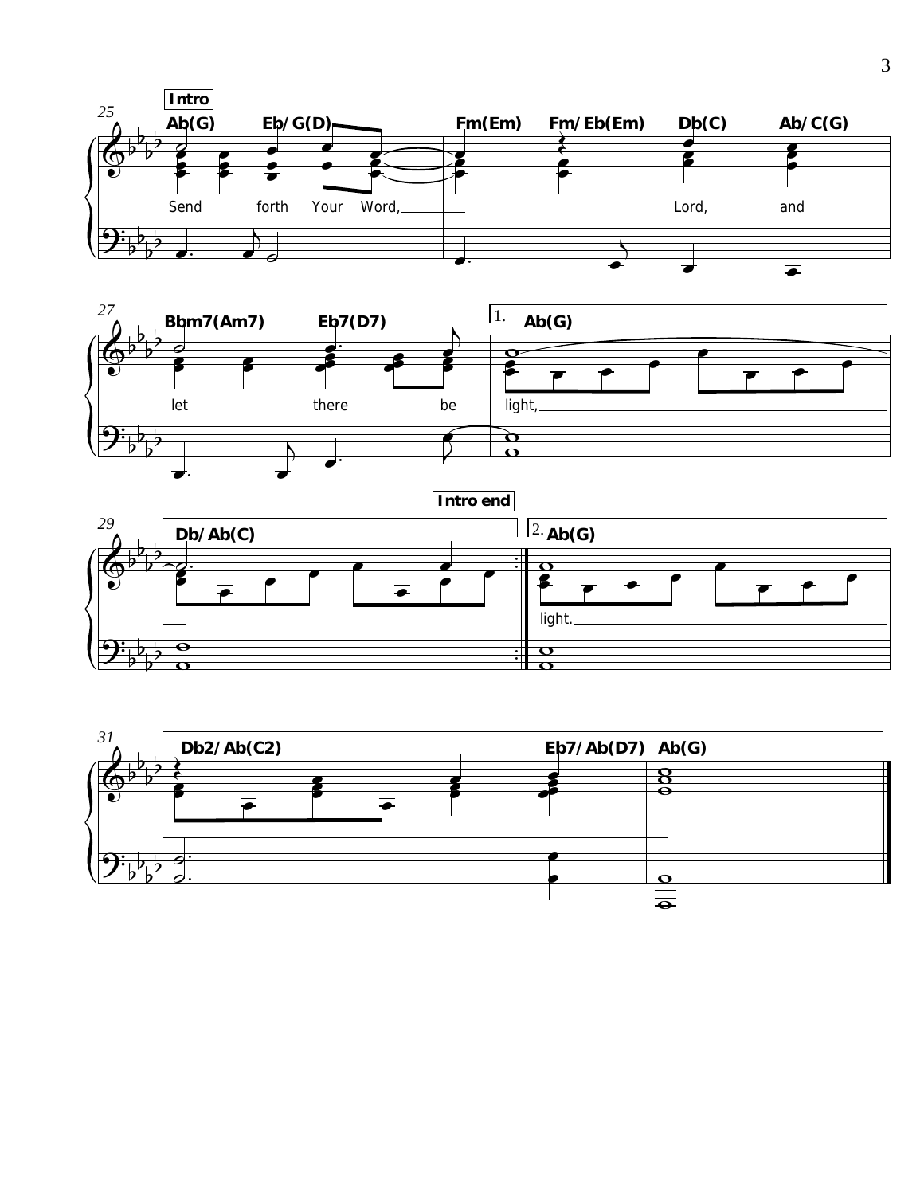**Intro**

Ab(G) Eb/G(D) Fm(Em) Fm/Eb(Em) Db(C) Ab/C(G)

Send forth Your Word, Lord, and

Bbm7(Am7) Eb7(D7) 1. Ab(G)

let there be light,

**Intro end**

Db/Ab(C) 2. Ab(G)

light.

Db2/Ab(C2) Eb7/Ab(D7) Ab(G)